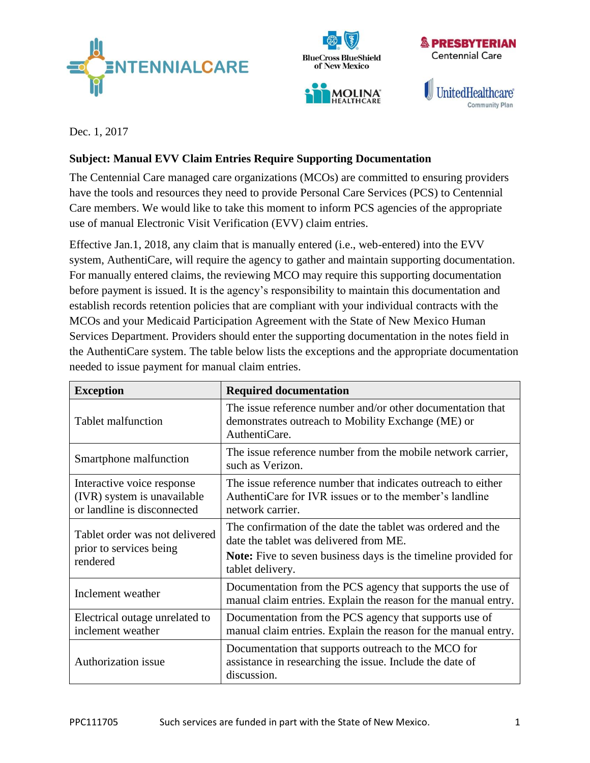Dec. 1, 2017

**Subject: Manual EVV Claim Entries Require Supporting Documentation**

The Centennial Care managed care organizations (MCOs) are committed to ensuring providers have the tools and resources they need to provide Personal Care Services (PCS) to Centennial Care members. We would like to take this moment to inform PCS agencies of the appropriate use of manual Electronic Visit Verification (EVV) claim entries.

Effective Jan.1, 2018, any claim that is manually entered (i.e., web-entered) into the EVV system, AuthentiCare, will require the agency to gather and maintain supporting documentation. For manually entered claims, the reviewing MCO may require this supporting documentation before payment is issued. It is the agency's responsibility to maintain this documentation and establish records retention policies that are compliant with your individual contracts with the MCOs and your Medicaid Participation Agreement with the State of New Mexico Human Services Department. Providers should enter the supporting documentation in the notes field in the AuthentiCare system. The table below lists the exceptions and the appropriate documentation needed to issue payment for manual claim entries.

| Exception | Required documentation |
|---|---|
| Tablet malfunction | The issue reference number and/or other documentation that demonstrates outreach to Mobility Exchange (ME) or AuthentiCare. |
| Smartphone malfunction | The issue reference number from the mobile network carrier, such as Verizon. |
| Interactive voice response (IVR) system is unavailable or landline is disconnected | The issue reference number that indicates outreach to either AuthentiCare for IVR issues or to the member's landline network carrier. |
| Tablet order was not delivered prior to services being rendered | The confirmation of the date the tablet was ordered and the date the tablet was delivered from ME. **Note:** Five to seven business days is the timeline provided for tablet delivery. |
| Inclement weather | Documentation from the PCS agency that supports the use of manual claim entries. Explain the reason for the manual entry. |
| Electrical outage unrelated to inclement weather | Documentation from the PCS agency that supports use of manual claim entries. Explain the reason for the manual entry. |
| Authorization issue | Documentation that supports outreach to the MCO for assistance in researching the issue. Include the date of discussion. |

PPC111705 Such services are funded in part with the State of New Mexico.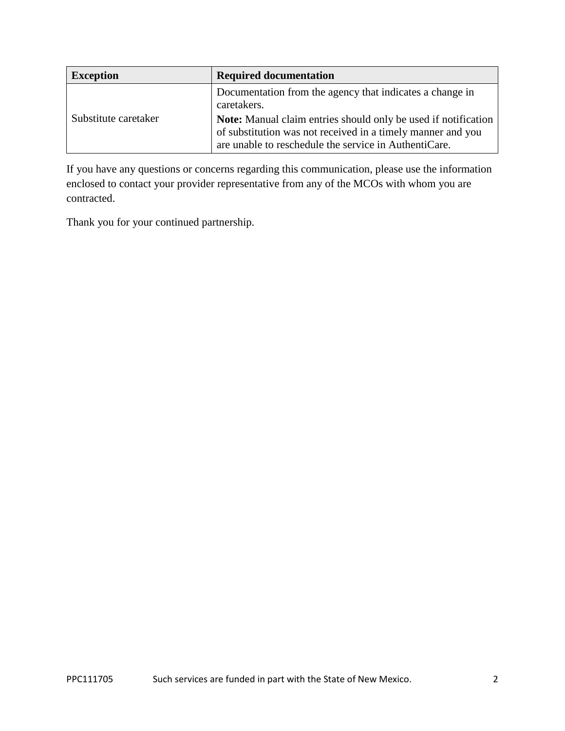| Exception | Required documentation |
| --- | --- |
| Substitute caretaker | Documentation from the agency that indicates a change in caretakers.<br><br>**Note:** Manual claim entries should only be used if notification of substitution was not received in a timely manner and you are unable to reschedule the service in AuthentiCare. |

If you have any questions or concerns regarding this communication, please use the information enclosed to contact your provider representative from any of the MCOs with whom you are contracted.

Thank you for your continued partnership.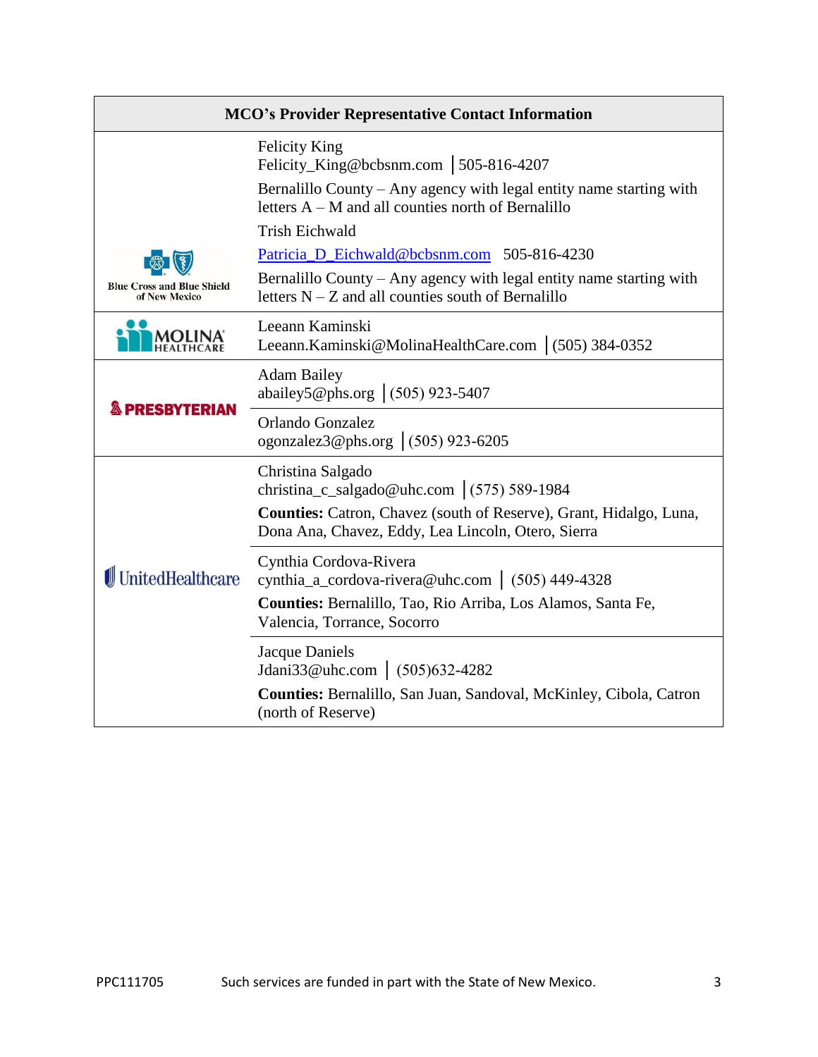| MCO's Provider Representative Contact Information | |
|---|---|
| Blue Cross and Blue Shield of New Mexico | Felicity King<br>Felicity_King@bcbsnm.com │505-816-4207<br>Bernalillo County – Any agency with legal entity name starting with letters A – M and all counties north of Bernalillo<br>Trish Eichwald<br>Patricia_D_Eichwald@bcbsnm.com 505-816-4230<br>Bernalillo County – Any agency with legal entity name starting with letters N – Z and all counties south of Bernalillo |
| MOLINA HEALTHCARE | Leeann Kaminski<br>Leeann.Kaminski@MolinaHealthCare.com │(505) 384-0352 |
| PRESBYTERIAN | Adam Bailey<br>abailey5@phs.org │(505) 923-5407 |
| | Orlando Gonzalez<br>ogonzalez3@phs.org │(505) 923-6205 |
| UnitedHealthcare | Christina Salgado<br>christina_c_salgado@uhc.com │(575) 589-1984<br>**Counties:** Catron, Chavez (south of Reserve), Grant, Hidalgo, Luna, Dona Ana, Chavez, Eddy, Lea Lincoln, Otero, Sierra |
| | Cynthia Cordova-Rivera<br>cynthia_a_cordova-rivera@uhc.com │ (505) 449-4328<br>**Counties:** Bernalillo, Tao, Rio Arriba, Los Alamos, Santa Fe, Valencia, Torrance, Socorro |
| | Jacque Daniels<br>Jdani33@uhc.com │ (505)632-4282<br>**Counties:** Bernalillo, San Juan, Sandoval, McKinley, Cibola, Catron (north of Reserve) |

PPC111705 Such services are funded in part with the State of New Mexico.